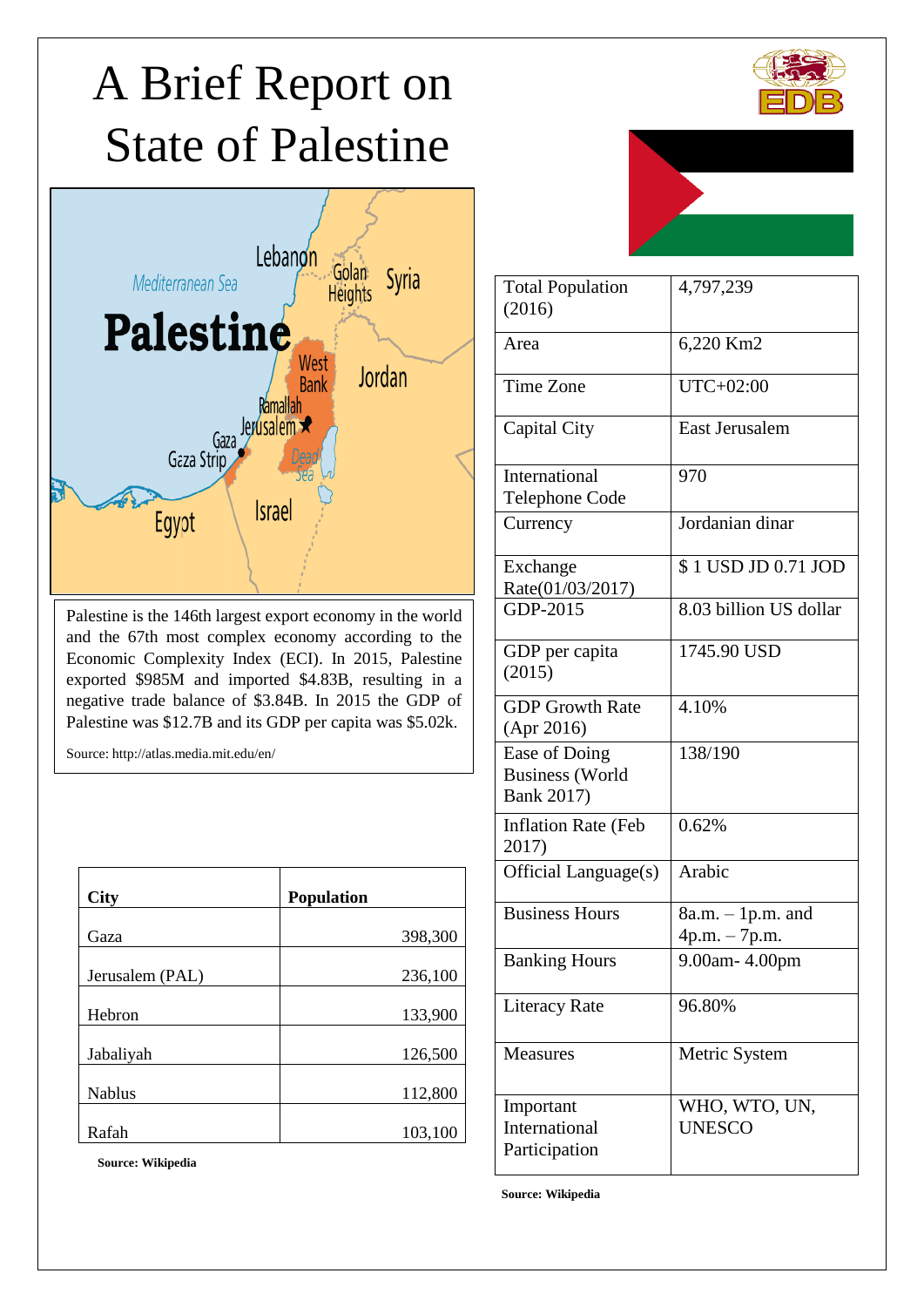# A Brief Report on State of Palestine

Palestine is the 146th largest export economy in the world and the 67th most complex economy according to the Economic Complexity Index (ECI). In 2015, Palestine exported $985M and imported $4.83B, resulting in a negative trade balance of $3.84B. In 2015 the GDP of Palestine was $12.7B and its GDP per capita was $5.02k.

Source: http://atlas.media.mit.edu/en/

| City | Population |
|---|---|
| Gaza | 398,300 |
| Jerusalem (PAL) | 236,100 |
| Hebron | 133,900 |
| Jabaliyah | 126,500 |
| Nablus | 112,800 |
| Rafah | 103,100 |

**Source: Wikipedia**

| | |
|---|---|
| Total Population (2016) | 4,797,239 |
| Area | 6,220 Km2 |
| Time Zone | UTC+02:00 |
| Capital City | East Jerusalem |
| International Telephone Code | 970 |
| Currency | Jordanian dinar |
| Exchange Rate(01/03/2017) | $ 1 USD JD 0.71 JOD |
| GDP-2015 | 8.03 billion US dollar |
| GDP per capita (2015) | 1745.90 USD |
| GDP Growth Rate (Apr 2016) | 4.10% |
| Ease of Doing Business (World Bank 2017) | 138/190 |
| Inflation Rate (Feb 2017) | 0.62% |
| Official Language(s) | Arabic |
| Business Hours | 8a.m. – 1p.m. and 4p.m. – 7p.m. |
| Banking Hours | 9.00am- 4.00pm |
| Literacy Rate | 96.80% |
| Measures | Metric System |
| Important International Participation | WHO, WTO, UN, UNESCO |

**Source: Wikipedia**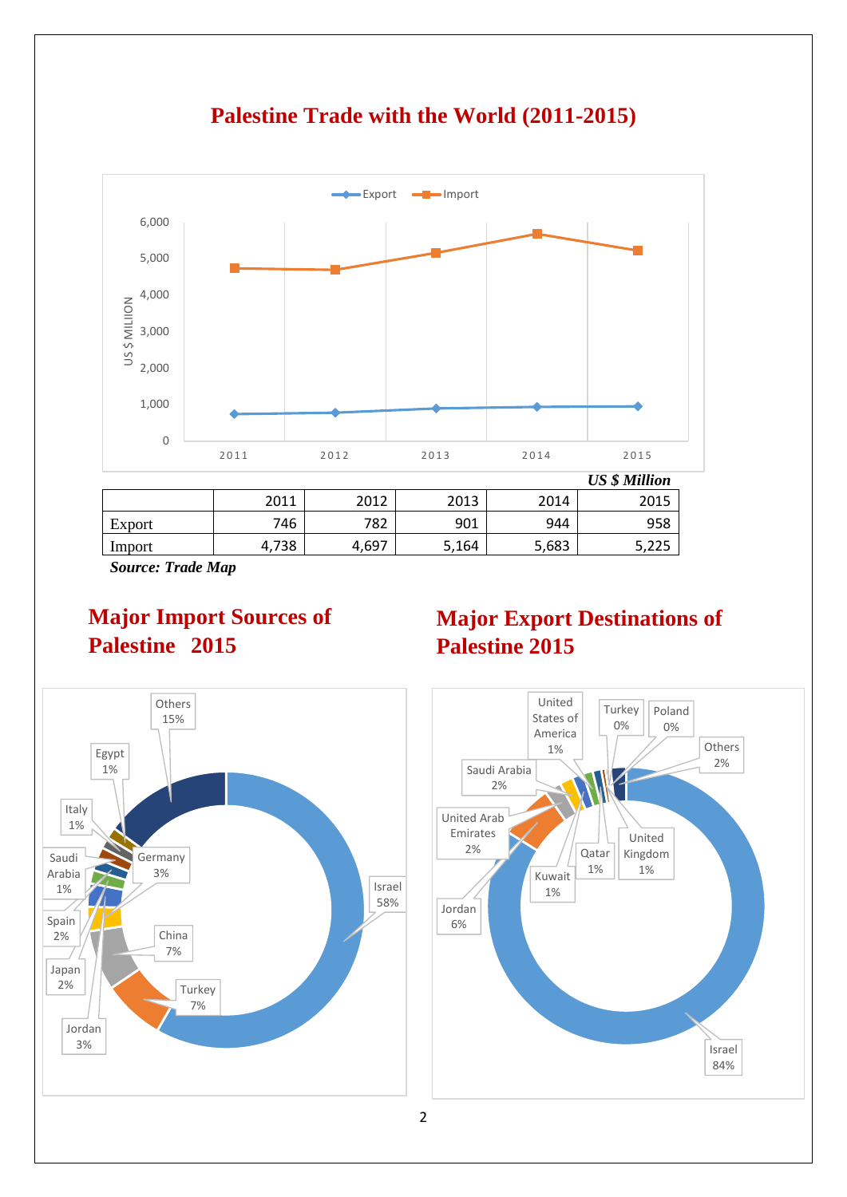# Palestine Trade with the World (2011-2015)

*US $ Million*

| | 2011 | 2012 | 2013 | 2014 | 2015 |
|---|---|---|---|---|---|
| Export | 746 | 782 | 901 | 944 | 958 |
| Import | 4,738 | 4,697 | 5,164 | 5,683 | 5,225 |

***Source: Trade Map***

## Major Import Sources of Palestine 2015

Israel 58%, Others 15%, Turkey 7%, China 7%, Germany 3%, Jordan 3%, Japan 2%, Spain 2%, Saudi Arabia 1%, Italy 1%, Egypt 1%

## Major Export Destinations of Palestine 2015

Israel 84%, Jordan 6%, United Arab Emirates 2%, Saudi Arabia 2%, Others 2%, United States of America 1%, Kuwait 1%, Qatar 1%, United Kingdom 1%, Turkey 0%, Poland 0%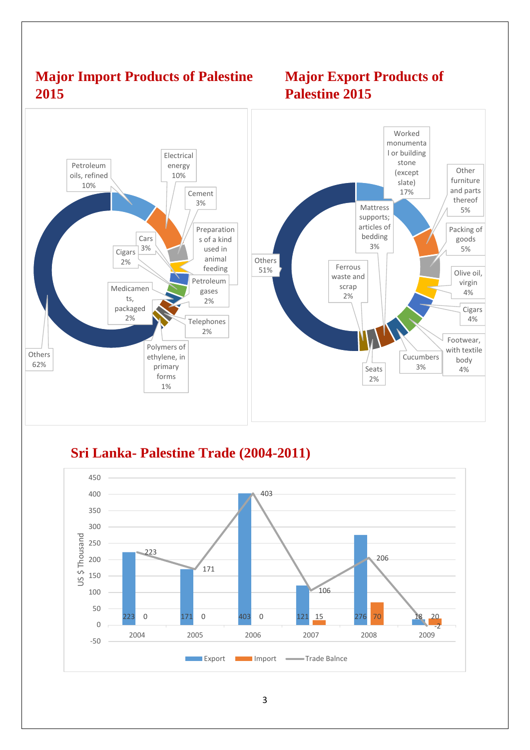## Major Import Products of Palestine 2015

| Product | Share |
|---|---|
| Petroleum oils, refined | 10% |
| Electrical energy | 10% |
| Cement | 3% |
| Preparations of a kind used in animal feeding | |
| Cars | 3% |
| Cigars | 2% |
| Petroleum gases | 2% |
| Medicaments, packaged | 2% |
| Telephones | 2% |
| Polymers of ethylene, in primary forms | 1% |
| Others | 62% |

## Major Export Products of Palestine 2015

| Product | Share |
|---|---|
| Worked monumental or building stone (except slate) | 17% |
| Other furniture and parts thereof | 5% |
| Packing of goods | 5% |
| Olive oil, virgin | 4% |
| Cigars | 4% |
| Footwear, with textile body | 4% |
| Cucumbers | 3% |
| Mattress supports; articles of bedding | 3% |
| Ferrous waste and scrap | 2% |
| Seats | 2% |
| Others | 51% |

## Sri Lanka- Palestine Trade (2004-2011)

US $ Thousand

| Year | Export | Import | Trade Balnce |
|---|---|---|---|
| 2004 | 223 | 0 | 223 |
| 2005 | 171 | 0 | 171 |
| 2006 | 403 | 0 | 403 |
| 2007 | 121 | 15 | 106 |
| 2008 | 276 | 70 | 206 |
| 2009 | 18 | 20 | -2 |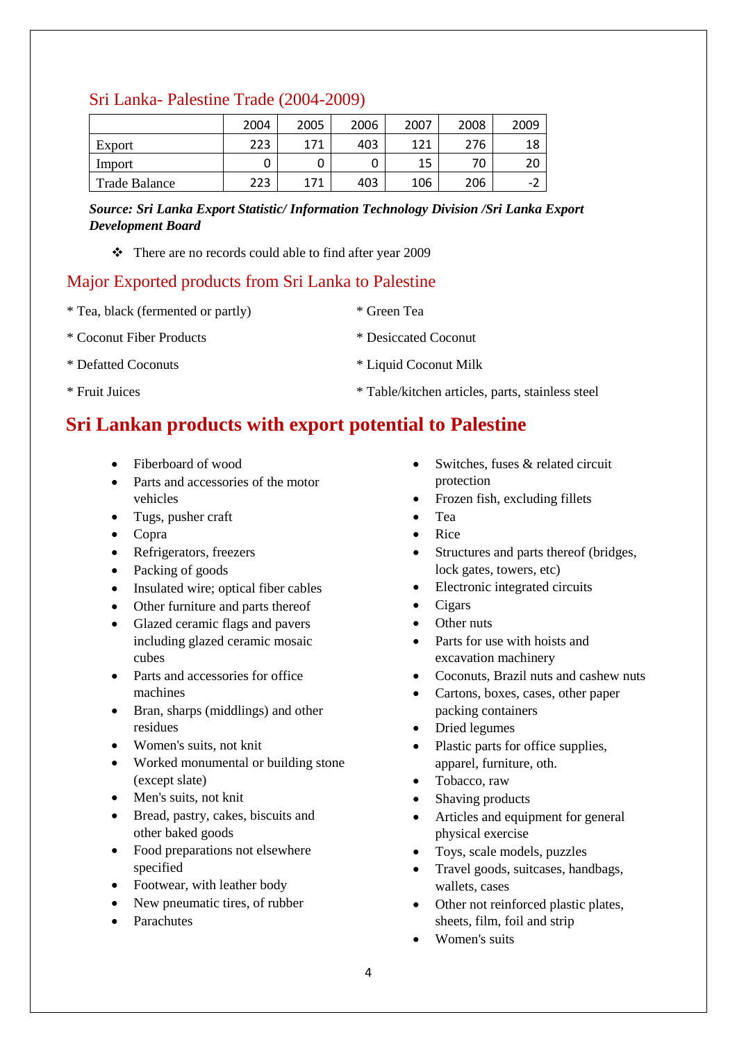## Sri Lanka- Palestine Trade (2004-2009)

| | 2004 | 2005 | 2006 | 2007 | 2008 | 2009 |
|---|---|---|---|---|---|---|
| Export | 223 | 171 | 403 | 121 | 276 | 18 |
| Import | 0 | 0 | 0 | 15 | 70 | 20 |
| Trade Balance | 223 | 171 | 403 | 106 | 206 | -2 |

***Source: Sri Lanka Export Statistic/ Information Technology Division /Sri Lanka Export Development Board***

- ❖ There are no records could able to find after year 2009

## Major Exported products from Sri Lanka to Palestine

* Tea, black (fermented or partly)
* Green Tea
* Coconut Fiber Products
* Desiccated Coconut
* Defatted Coconuts
* Liquid Coconut Milk
* Fruit Juices
* Table/kitchen articles, parts, stainless steel

## Sri Lankan products with export potential to Palestine

- Fiberboard of wood
- Parts and accessories of the motor vehicles
- Tugs, pusher craft
- Copra
- Refrigerators, freezers
- Packing of goods
- Insulated wire; optical fiber cables
- Other furniture and parts thereof
- Glazed ceramic flags and pavers including glazed ceramic mosaic cubes
- Parts and accessories for office machines
- Bran, sharps (middlings) and other residues
- Women's suits, not knit
- Worked monumental or building stone (except slate)
- Men's suits, not knit
- Bread, pastry, cakes, biscuits and other baked goods
- Food preparations not elsewhere specified
- Footwear, with leather body
- New pneumatic tires, of rubber
- Parachutes
- Switches, fuses & related circuit protection
- Frozen fish, excluding fillets
- Tea
- Rice
- Structures and parts thereof (bridges, lock gates, towers, etc)
- Electronic integrated circuits
- Cigars
- Other nuts
- Parts for use with hoists and excavation machinery
- Coconuts, Brazil nuts and cashew nuts
- Cartons, boxes, cases, other paper packing containers
- Dried legumes
- Plastic parts for office supplies, apparel, furniture, oth.
- Tobacco, raw
- Shaving products
- Articles and equipment for general physical exercise
- Toys, scale models, puzzles
- Travel goods, suitcases, handbags, wallets, cases
- Other not reinforced plastic plates, sheets, film, foil and strip
- Women's suits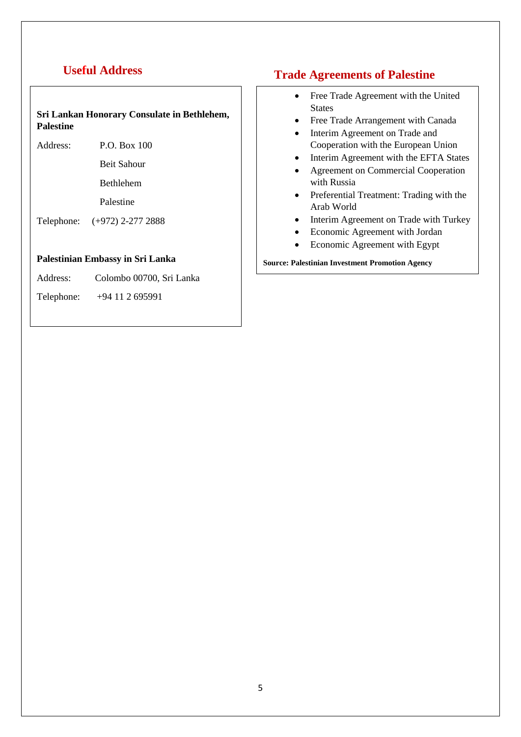## Useful Address

**Sri Lankan Honorary Consulate in Bethlehem, Palestine**

Address: P.O. Box 100
Beit Sahour
Bethlehem
Palestine

Telephone: (+972) 2-277 2888

**Palestinian Embassy in Sri Lanka**

Address: Colombo 00700, Sri Lanka

Telephone: +94 11 2 695991

## Trade Agreements of Palestine

- Free Trade Agreement with the United States
- Free Trade Arrangement with Canada
- Interim Agreement on Trade and Cooperation with the European Union
- Interim Agreement with the EFTA States
- Agreement on Commercial Cooperation with Russia
- Preferential Treatment: Trading with the Arab World
- Interim Agreement on Trade with Turkey
- Economic Agreement with Jordan
- Economic Agreement with Egypt

**Source: Palestinian Investment Promotion Agency**